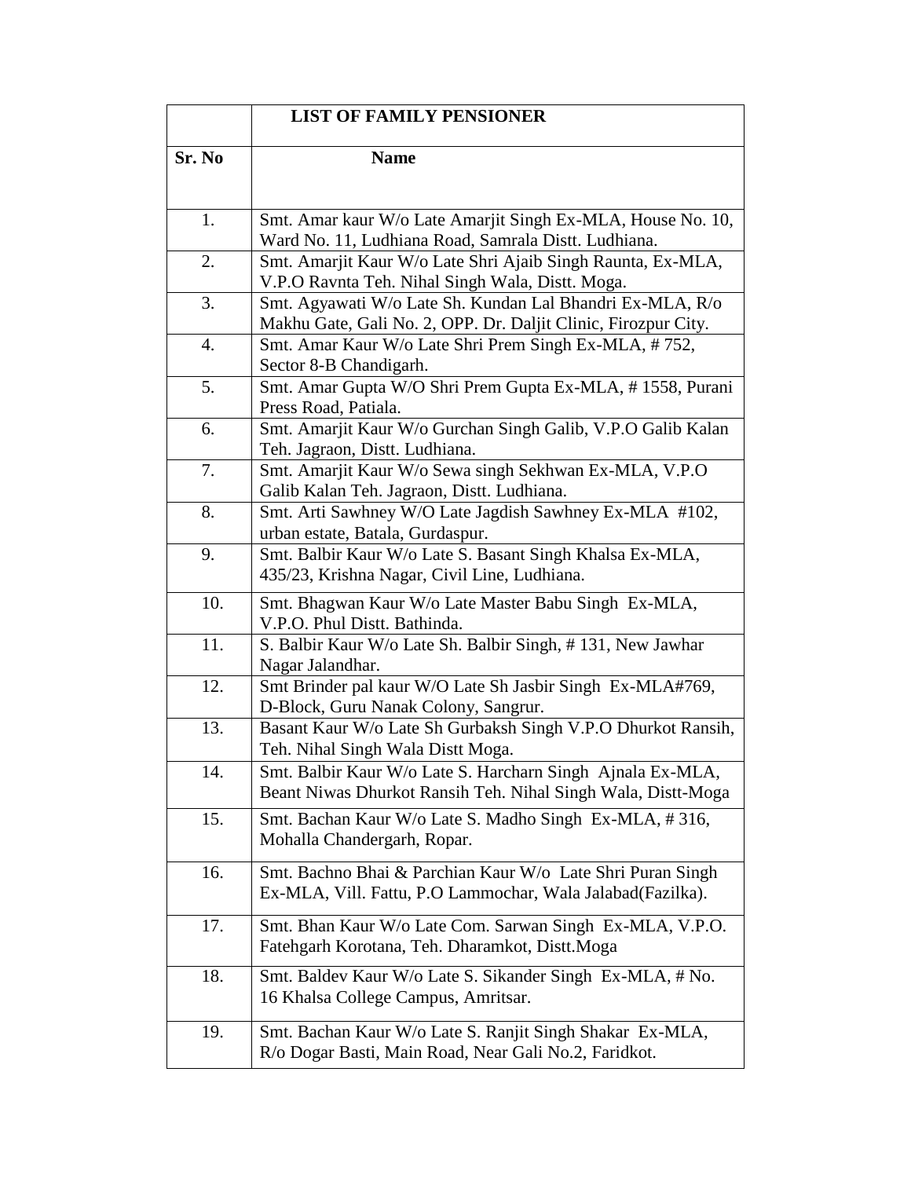| | LIST OF FAMILY PENSIONER |
|---|---|
| **Sr. No** | **Name** |
| 1. | Smt. Amar kaur W/o Late Amarjit Singh Ex-MLA, House No. 10, Ward No. 11, Ludhiana Road, Samrala Distt. Ludhiana. |
| 2. | Smt. Amarjit Kaur W/o Late Shri Ajaib Singh Raunta, Ex-MLA, V.P.O Ravnta Teh. Nihal Singh Wala, Distt. Moga. |
| 3. | Smt. Agyawati W/o Late Sh. Kundan Lal Bhandri Ex-MLA, R/o Makhu Gate, Gali No. 2, OPP. Dr. Daljit Clinic, Firozpur City. |
| 4. | Smt. Amar Kaur W/o Late Shri Prem Singh Ex-MLA, # 752, Sector 8-B Chandigarh. |
| 5. | Smt. Amar Gupta W/O Shri Prem Gupta Ex-MLA, # 1558, Purani Press Road, Patiala. |
| 6. | Smt. Amarjit Kaur W/o Gurchan Singh Galib, V.P.O Galib Kalan Teh. Jagraon, Distt. Ludhiana. |
| 7. | Smt. Amarjit Kaur W/o Sewa singh Sekhwan Ex-MLA, V.P.O Galib Kalan Teh. Jagraon, Distt. Ludhiana. |
| 8. | Smt. Arti Sawhney W/O Late Jagdish Sawhney Ex-MLA #102, urban estate, Batala, Gurdaspur. |
| 9. | Smt. Balbir Kaur W/o Late S. Basant Singh Khalsa Ex-MLA, 435/23, Krishna Nagar, Civil Line, Ludhiana. |
| 10. | Smt. Bhagwan Kaur W/o Late Master Babu Singh Ex-MLA, V.P.O. Phul Distt. Bathinda. |
| 11. | S. Balbir Kaur W/o Late Sh. Balbir Singh, # 131, New Jawhar Nagar Jalandhar. |
| 12. | Smt Brinder pal kaur W/O Late Sh Jasbir Singh Ex-MLA#769, D-Block, Guru Nanak Colony, Sangrur. |
| 13. | Basant Kaur W/o Late Sh Gurbaksh Singh V.P.O Dhurkot Ransih, Teh. Nihal Singh Wala Distt Moga. |
| 14. | Smt. Balbir Kaur W/o Late S. Harcharn Singh Ajnala Ex-MLA, Beant Niwas Dhurkot Ransih Teh. Nihal Singh Wala, Distt-Moga |
| 15. | Smt. Bachan Kaur W/o Late S. Madho Singh Ex-MLA, # 316, Mohalla Chandergarh, Ropar. |
| 16. | Smt. Bachno Bhai & Parchian Kaur W/o Late Shri Puran Singh Ex-MLA, Vill. Fattu, P.O Lammochar, Wala Jalabad(Fazilka). |
| 17. | Smt. Bhan Kaur W/o Late Com. Sarwan Singh Ex-MLA, V.P.O. Fatehgarh Korotana, Teh. Dharamkot, Distt.Moga |
| 18. | Smt. Baldev Kaur W/o Late S. Sikander Singh Ex-MLA, # No. 16 Khalsa College Campus, Amritsar. |
| 19. | Smt. Bachan Kaur W/o Late S. Ranjit Singh Shakar Ex-MLA, R/o Dogar Basti, Main Road, Near Gali No.2, Faridkot. |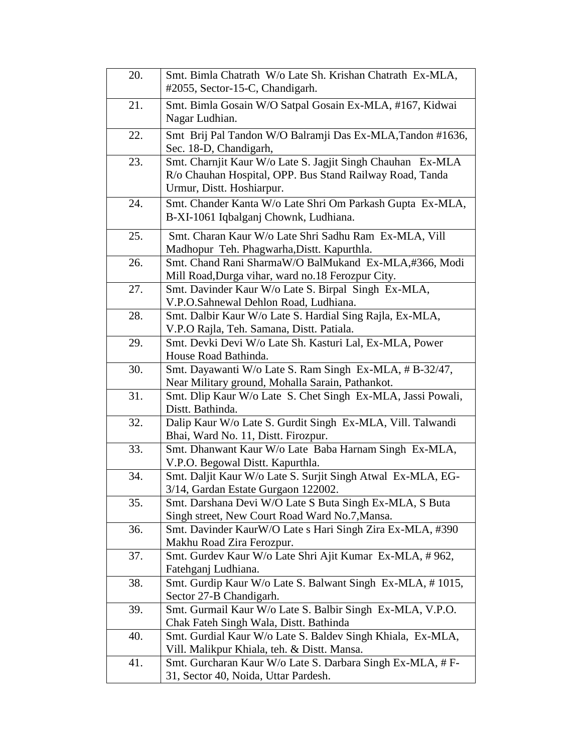| | |
|---|---|
| 20. | Smt. Bimla Chatrath W/o Late Sh. Krishan Chatrath Ex-MLA, #2055, Sector-15-C, Chandigarh. |
| 21. | Smt. Bimla Gosain W/O Satpal Gosain Ex-MLA, #167, Kidwai Nagar Ludhian. |
| 22. | Smt Brij Pal Tandon W/O Balramji Das Ex-MLA,Tandon #1636, Sec. 18-D, Chandigarh, |
| 23. | Smt. Charnjit Kaur W/o Late S. Jagjit Singh Chauhan Ex-MLA R/o Chauhan Hospital, OPP. Bus Stand Railway Road, Tanda Urmur, Distt. Hoshiarpur. |
| 24. | Smt. Chander Kanta W/o Late Shri Om Parkash Gupta Ex-MLA, B-XI-1061 Iqbalganj Chownk, Ludhiana. |
| 25. | Smt. Charan Kaur W/o Late Shri Sadhu Ram Ex-MLA, Vill Madhopur Teh. Phagwarha,Distt. Kapurthla. |
| 26. | Smt. Chand Rani SharmaW/O BalMukand Ex-MLA,#366, Modi Mill Road,Durga vihar, ward no.18 Ferozpur City. |
| 27. | Smt. Davinder Kaur W/o Late S. Birpal Singh Ex-MLA, V.P.O.Sahnewal Dehlon Road, Ludhiana. |
| 28. | Smt. Dalbir Kaur W/o Late S. Hardial Sing Rajla, Ex-MLA, V.P.O Rajla, Teh. Samana, Distt. Patiala. |
| 29. | Smt. Devki Devi W/o Late Sh. Kasturi Lal, Ex-MLA, Power House Road Bathinda. |
| 30. | Smt. Dayawanti W/o Late S. Ram Singh Ex-MLA, # B-32/47, Near Military ground, Mohalla Sarain, Pathankot. |
| 31. | Smt. Dlip Kaur W/o Late S. Chet Singh Ex-MLA, Jassi Powali, Distt. Bathinda. |
| 32. | Dalip Kaur W/o Late S. Gurdit Singh Ex-MLA, Vill. Talwandi Bhai, Ward No. 11, Distt. Firozpur. |
| 33. | Smt. Dhanwant Kaur W/o Late Baba Harnam Singh Ex-MLA, V.P.O. Begowal Distt. Kapurthla. |
| 34. | Smt. Daljit Kaur W/o Late S. Surjit Singh Atwal Ex-MLA, EG-3/14, Gardan Estate Gurgaon 122002. |
| 35. | Smt. Darshana Devi W/O Late S Buta Singh Ex-MLA, S Buta Singh street, New Court Road Ward No.7,Mansa. |
| 36. | Smt. Davinder KaurW/O Late s Hari Singh Zira Ex-MLA, #390 Makhu Road Zira Ferozpur. |
| 37. | Smt. Gurdev Kaur W/o Late Shri Ajit Kumar Ex-MLA, # 962, Fatehganj Ludhiana. |
| 38. | Smt. Gurdip Kaur W/o Late S. Balwant Singh Ex-MLA, # 1015, Sector 27-B Chandigarh. |
| 39. | Smt. Gurmail Kaur W/o Late S. Balbir Singh Ex-MLA, V.P.O. Chak Fateh Singh Wala, Distt. Bathinda |
| 40. | Smt. Gurdial Kaur W/o Late S. Baldev Singh Khiala, Ex-MLA, Vill. Malikpur Khiala, teh. & Distt. Mansa. |
| 41. | Smt. Gurcharan Kaur W/o Late S. Darbara Singh Ex-MLA, # F-31, Sector 40, Noida, Uttar Pardesh. |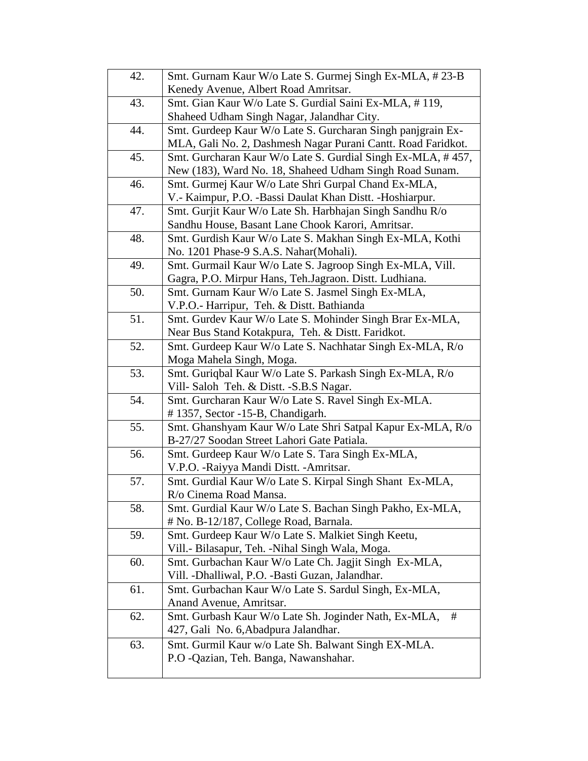| | |
|---|---|
| 42. | Smt. Gurnam Kaur W/o Late S. Gurmej Singh Ex-MLA, # 23-B Kenedy Avenue, Albert Road Amritsar. |
| 43. | Smt. Gian Kaur W/o Late S. Gurdial Saini Ex-MLA, # 119, Shaheed Udham Singh Nagar, Jalandhar City. |
| 44. | Smt. Gurdeep Kaur W/o Late S. Gurcharan Singh panjgrain Ex-MLA, Gali No. 2, Dashmesh Nagar Purani Cantt. Road Faridkot. |
| 45. | Smt. Gurcharan Kaur W/o Late S. Gurdial Singh Ex-MLA, # 457, New (183), Ward No. 18, Shaheed Udham Singh Road Sunam. |
| 46. | Smt. Gurmej Kaur W/o Late Shri Gurpal Chand Ex-MLA, V.- Kaimpur, P.O. -Bassi Daulat Khan Distt. -Hoshiarpur. |
| 47. | Smt. Gurjit Kaur W/o Late Sh. Harbhajan Singh Sandhu R/o Sandhu House, Basant Lane Chook Karori, Amritsar. |
| 48. | Smt. Gurdish Kaur W/o Late S. Makhan Singh Ex-MLA, Kothi No. 1201 Phase-9 S.A.S. Nahar(Mohali). |
| 49. | Smt. Gurmail Kaur W/o Late S. Jagroop Singh Ex-MLA, Vill. Gagra, P.O. Mirpur Hans, Teh.Jagraon. Distt. Ludhiana. |
| 50. | Smt. Gurnam Kaur W/o Late S. Jasmel Singh Ex-MLA, V.P.O.- Harripur, Teh. & Distt. Bathianda |
| 51. | Smt. Gurdev Kaur W/o Late S. Mohinder Singh Brar Ex-MLA, Near Bus Stand Kotakpura, Teh. & Distt. Faridkot. |
| 52. | Smt. Gurdeep Kaur W/o Late S. Nachhatar Singh Ex-MLA, R/o Moga Mahela Singh, Moga. |
| 53. | Smt. Guriqbal Kaur W/o Late S. Parkash Singh Ex-MLA, R/o Vill- Saloh Teh. & Distt. -S.B.S Nagar. |
| 54. | Smt. Gurcharan Kaur W/o Late S. Ravel Singh Ex-MLA. # 1357, Sector -15-B, Chandigarh. |
| 55. | Smt. Ghanshyam Kaur W/o Late Shri Satpal Kapur Ex-MLA, R/o B-27/27 Soodan Street Lahori Gate Patiala. |
| 56. | Smt. Gurdeep Kaur W/o Late S. Tara Singh Ex-MLA, V.P.O. -Raiyya Mandi Distt. -Amritsar. |
| 57. | Smt. Gurdial Kaur W/o Late S. Kirpal Singh Shant Ex-MLA, R/o Cinema Road Mansa. |
| 58. | Smt. Gurdial Kaur W/o Late S. Bachan Singh Pakho, Ex-MLA, # No. B-12/187, College Road, Barnala. |
| 59. | Smt. Gurdeep Kaur W/o Late S. Malkiet Singh Keetu, Vill.- Bilasapur, Teh. -Nihal Singh Wala, Moga. |
| 60. | Smt. Gurbachan Kaur W/o Late Ch. Jagjit Singh Ex-MLA, Vill. -Dhalliwal, P.O. -Basti Guzan, Jalandhar. |
| 61. | Smt. Gurbachan Kaur W/o Late S. Sardul Singh, Ex-MLA, Anand Avenue, Amritsar. |
| 62. | Smt. Gurbash Kaur W/o Late Sh. Joginder Nath, Ex-MLA, # 427, Gali No. 6,Abadpura Jalandhar. |
| 63. | Smt. Gurmil Kaur w/o Late Sh. Balwant Singh EX-MLA. P.O -Qazian, Teh. Banga, Nawanshahar. |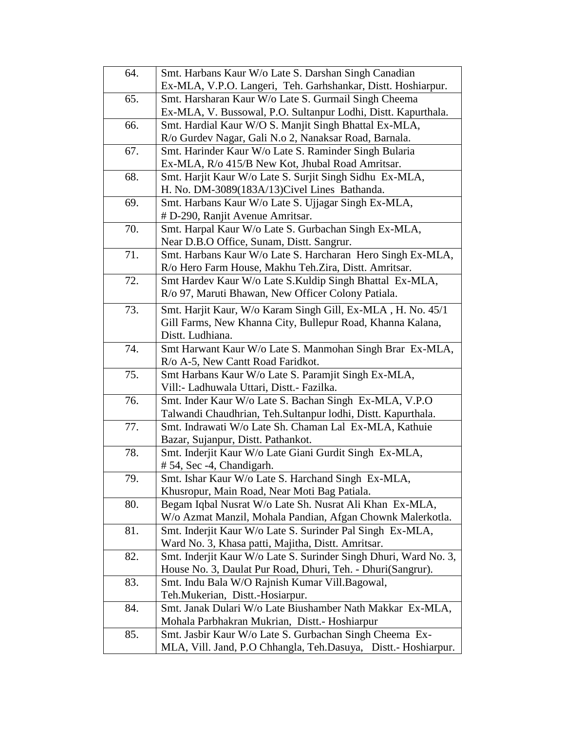| | |
|---|---|
| 64. | Smt. Harbans Kaur W/o Late S. Darshan Singh Canadian Ex-MLA, V.P.O. Langeri, Teh. Garhshankar, Distt. Hoshiarpur. |
| 65. | Smt. Harsharan Kaur W/o Late S. Gurmail Singh Cheema Ex-MLA, V. Bussowal, P.O. Sultanpur Lodhi, Distt. Kapurthala. |
| 66. | Smt. Hardial Kaur W/O S. Manjit Singh Bhattal Ex-MLA, R/o Gurdev Nagar, Gali N.o 2, Nanaksar Road, Barnala. |
| 67. | Smt. Harinder Kaur W/o Late S. Raminder Singh Bularia Ex-MLA, R/o 415/B New Kot, Jhubal Road Amritsar. |
| 68. | Smt. Harjit Kaur W/o Late S. Surjit Singh Sidhu Ex-MLA, H. No. DM-3089(183A/13)Civel Lines Bathanda. |
| 69. | Smt. Harbans Kaur W/o Late S. Ujjagar Singh Ex-MLA, # D-290, Ranjit Avenue Amritsar. |
| 70. | Smt. Harpal Kaur W/o Late S. Gurbachan Singh Ex-MLA, Near D.B.O Office, Sunam, Distt. Sangrur. |
| 71. | Smt. Harbans Kaur W/o Late S. Harcharan Hero Singh Ex-MLA, R/o Hero Farm House, Makhu Teh.Zira, Distt. Amritsar. |
| 72. | Smt Hardev Kaur W/o Late S.Kuldip Singh Bhattal Ex-MLA, R/o 97, Maruti Bhawan, New Officer Colony Patiala. |
| 73. | Smt. Harjit Kaur, W/o Karam Singh Gill, Ex-MLA , H. No. 45/1 Gill Farms, New Khanna City, Bullepur Road, Khanna Kalana, Distt. Ludhiana. |
| 74. | Smt Harwant Kaur W/o Late S. Manmohan Singh Brar Ex-MLA, R/o A-5, New Cantt Road Faridkot. |
| 75. | Smt Harbans Kaur W/o Late S. Paramjit Singh Ex-MLA, Vill:- Ladhuwala Uttari, Distt.- Fazilka. |
| 76. | Smt. Inder Kaur W/o Late S. Bachan Singh Ex-MLA, V.P.O Talwandi Chaudhrian, Teh.Sultanpur lodhi, Distt. Kapurthala. |
| 77. | Smt. Indrawati W/o Late Sh. Chaman Lal Ex-MLA, Kathuie Bazar, Sujanpur, Distt. Pathankot. |
| 78. | Smt. Inderjit Kaur W/o Late Giani Gurdit Singh Ex-MLA, # 54, Sec -4, Chandigarh. |
| 79. | Smt. Ishar Kaur W/o Late S. Harchand Singh Ex-MLA, Khusropur, Main Road, Near Moti Bag Patiala. |
| 80. | Begam Iqbal Nusrat W/o Late Sh. Nusrat Ali Khan Ex-MLA, W/o Azmat Manzil, Mohala Pandian, Afgan Chownk Malerkotla. |
| 81. | Smt. Inderjit Kaur W/o Late S. Surinder Pal Singh Ex-MLA, Ward No. 3, Khasa patti, Majitha, Distt. Amritsar. |
| 82. | Smt. Inderjit Kaur W/o Late S. Surinder Singh Dhuri, Ward No. 3, House No. 3, Daulat Pur Road, Dhuri, Teh. - Dhuri(Sangrur). |
| 83. | Smt. Indu Bala W/O Rajnish Kumar Vill.Bagowal, Teh.Mukerian, Distt.-Hosiarpur. |
| 84. | Smt. Janak Dulari W/o Late Biushamber Nath Makkar Ex-MLA, Mohala Parbhakran Mukrian, Distt.- Hoshiarpur |
| 85. | Smt. Jasbir Kaur W/o Late S. Gurbachan Singh Cheema Ex-MLA, Vill. Jand, P.O Chhangla, Teh.Dasuya, Distt.- Hoshiarpur. |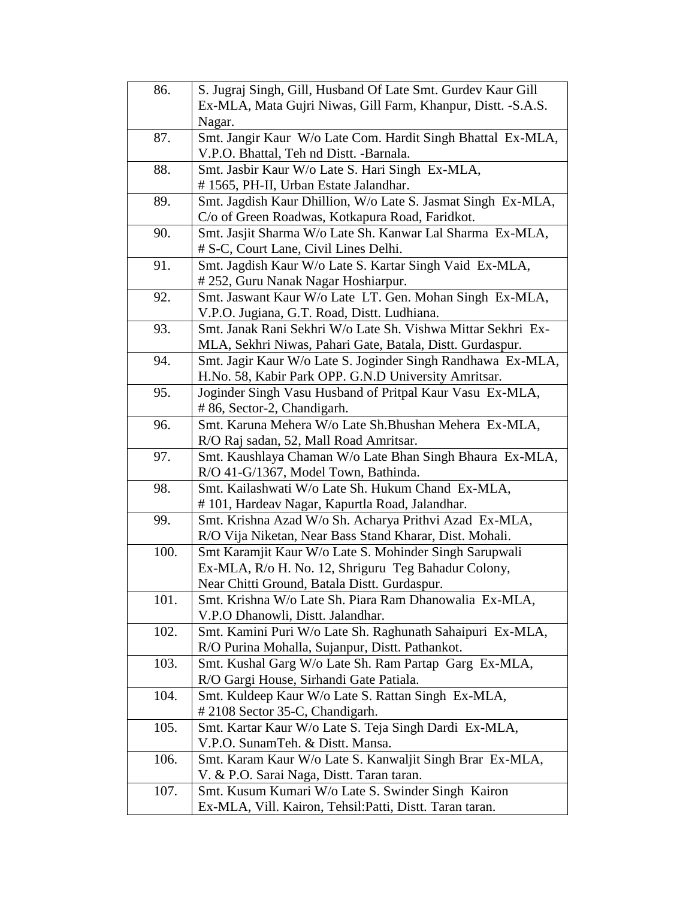| | |
|---|---|
| 86. | S. Jugraj Singh, Gill, Husband Of Late Smt. Gurdev Kaur Gill Ex-MLA, Mata Gujri Niwas, Gill Farm, Khanpur, Distt. -S.A.S. Nagar. |
| 87. | Smt. Jangir Kaur W/o Late Com. Hardit Singh Bhattal Ex-MLA, V.P.O. Bhattal, Teh nd Distt. -Barnala. |
| 88. | Smt. Jasbir Kaur W/o Late S. Hari Singh Ex-MLA, # 1565, PH-II, Urban Estate Jalandhar. |
| 89. | Smt. Jagdish Kaur Dhillion, W/o Late S. Jasmat Singh Ex-MLA, C/o of Green Roadwas, Kotkapura Road, Faridkot. |
| 90. | Smt. Jasjit Sharma W/o Late Sh. Kanwar Lal Sharma Ex-MLA, # S-C, Court Lane, Civil Lines Delhi. |
| 91. | Smt. Jagdish Kaur W/o Late S. Kartar Singh Vaid Ex-MLA, # 252, Guru Nanak Nagar Hoshiarpur. |
| 92. | Smt. Jaswant Kaur W/o Late LT. Gen. Mohan Singh Ex-MLA, V.P.O. Jugiana, G.T. Road, Distt. Ludhiana. |
| 93. | Smt. Janak Rani Sekhri W/o Late Sh. Vishwa Mittar Sekhri Ex-MLA, Sekhri Niwas, Pahari Gate, Batala, Distt. Gurdaspur. |
| 94. | Smt. Jagir Kaur W/o Late S. Joginder Singh Randhawa Ex-MLA, H.No. 58, Kabir Park OPP. G.N.D University Amritsar. |
| 95. | Joginder Singh Vasu Husband of Pritpal Kaur Vasu Ex-MLA, # 86, Sector-2, Chandigarh. |
| 96. | Smt. Karuna Mehera W/o Late Sh.Bhushan Mehera Ex-MLA, R/O Raj sadan, 52, Mall Road Amritsar. |
| 97. | Smt. Kaushlaya Chaman W/o Late Bhan Singh Bhaura Ex-MLA, R/O 41-G/1367, Model Town, Bathinda. |
| 98. | Smt. Kailashwati W/o Late Sh. Hukum Chand Ex-MLA, # 101, Hardeav Nagar, Kapurtla Road, Jalandhar. |
| 99. | Smt. Krishna Azad W/o Sh. Acharya Prithvi Azad Ex-MLA, R/O Vija Niketan, Near Bass Stand Kharar, Dist. Mohali. |
| 100. | Smt Karamjit Kaur W/o Late S. Mohinder Singh Sarupwali Ex-MLA, R/o H. No. 12, Shriguru Teg Bahadur Colony, Near Chitti Ground, Batala Distt. Gurdaspur. |
| 101. | Smt. Krishna W/o Late Sh. Piara Ram Dhanowalia Ex-MLA, V.P.O Dhanowli, Distt. Jalandhar. |
| 102. | Smt. Kamini Puri W/o Late Sh. Raghunath Sahaipuri Ex-MLA, R/O Purina Mohalla, Sujanpur, Distt. Pathankot. |
| 103. | Smt. Kushal Garg W/o Late Sh. Ram Partap Garg Ex-MLA, R/O Gargi House, Sirhandi Gate Patiala. |
| 104. | Smt. Kuldeep Kaur W/o Late S. Rattan Singh Ex-MLA, # 2108 Sector 35-C, Chandigarh. |
| 105. | Smt. Kartar Kaur W/o Late S. Teja Singh Dardi Ex-MLA, V.P.O. SunamTeh. & Distt. Mansa. |
| 106. | Smt. Karam Kaur W/o Late S. Kanwaljit Singh Brar Ex-MLA, V. & P.O. Sarai Naga, Distt. Taran taran. |
| 107. | Smt. Kusum Kumari W/o Late S. Swinder Singh Kairon Ex-MLA, Vill. Kairon, Tehsil:Patti, Distt. Taran taran. |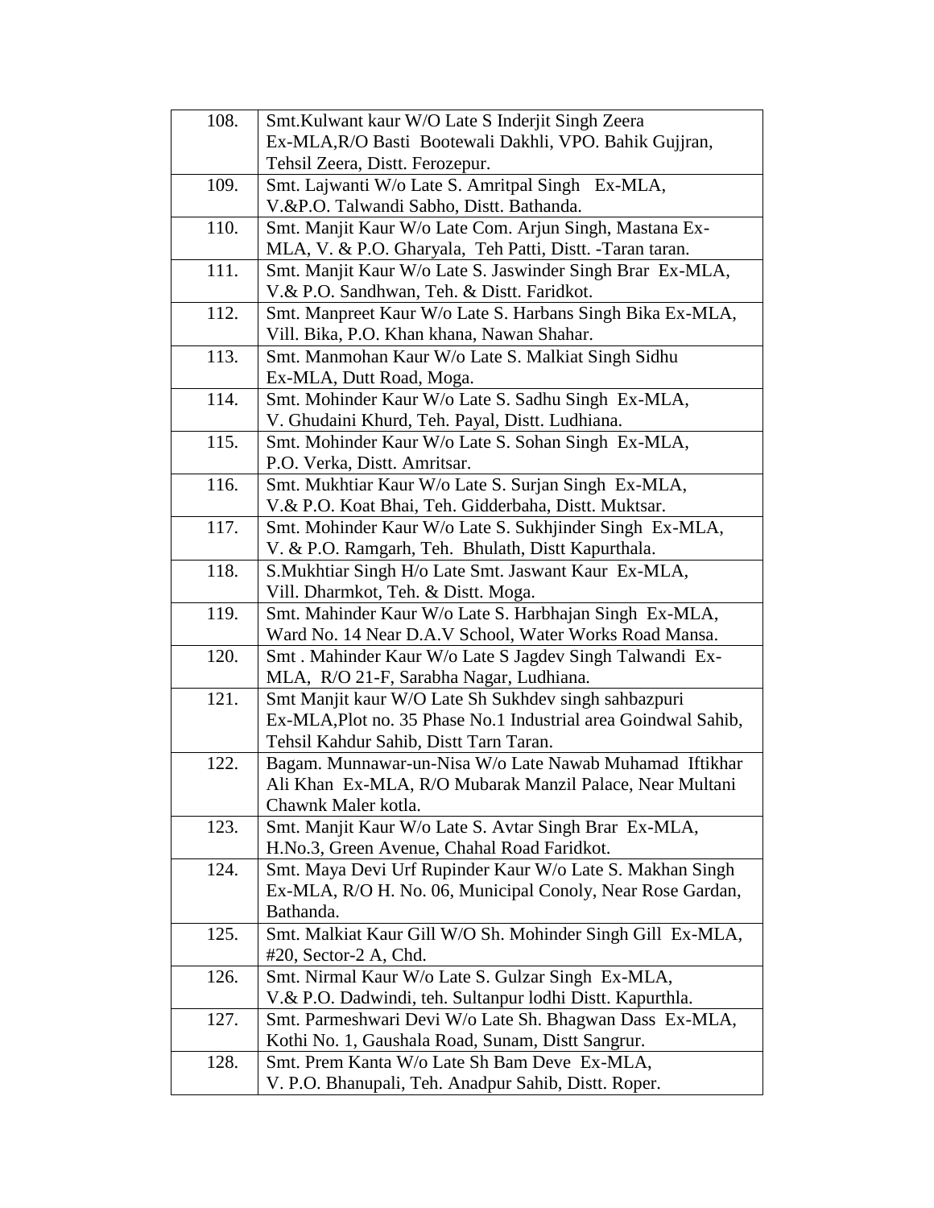| | |
|---|---|
| 108. | Smt.Kulwant kaur W/O Late S Inderjit Singh Zeera Ex-MLA,R/O Basti Bootewali Dakhli, VPO. Bahik Gujjran, Tehsil Zeera, Distt. Ferozepur. |
| 109. | Smt. Lajwanti W/o Late S. Amritpal Singh Ex-MLA, V.&P.O. Talwandi Sabho, Distt. Bathanda. |
| 110. | Smt. Manjit Kaur W/o Late Com. Arjun Singh, Mastana Ex-MLA, V. & P.O. Gharyala, Teh Patti, Distt. -Taran taran. |
| 111. | Smt. Manjit Kaur W/o Late S. Jaswinder Singh Brar Ex-MLA, V.& P.O. Sandhwan, Teh. & Distt. Faridkot. |
| 112. | Smt. Manpreet Kaur W/o Late S. Harbans Singh Bika Ex-MLA, Vill. Bika, P.O. Khan khana, Nawan Shahar. |
| 113. | Smt. Manmohan Kaur W/o Late S. Malkiat Singh Sidhu Ex-MLA, Dutt Road, Moga. |
| 114. | Smt. Mohinder Kaur W/o Late S. Sadhu Singh Ex-MLA, V. Ghudaini Khurd, Teh. Payal, Distt. Ludhiana. |
| 115. | Smt. Mohinder Kaur W/o Late S. Sohan Singh Ex-MLA, P.O. Verka, Distt. Amritsar. |
| 116. | Smt. Mukhtiar Kaur W/o Late S. Surjan Singh Ex-MLA, V.& P.O. Koat Bhai, Teh. Gidderbaha, Distt. Muktsar. |
| 117. | Smt. Mohinder Kaur W/o Late S. Sukhjinder Singh Ex-MLA, V. & P.O. Ramgarh, Teh. Bhulath, Distt Kapurthala. |
| 118. | S.Mukhtiar Singh H/o Late Smt. Jaswant Kaur Ex-MLA, Vill. Dharmkot, Teh. & Distt. Moga. |
| 119. | Smt. Mahinder Kaur W/o Late S. Harbhajan Singh Ex-MLA, Ward No. 14 Near D.A.V School, Water Works Road Mansa. |
| 120. | Smt . Mahinder Kaur W/o Late S Jagdev Singh Talwandi Ex-MLA, R/O 21-F, Sarabha Nagar, Ludhiana. |
| 121. | Smt Manjit kaur W/O Late Sh Sukhdev singh sahbazpuri Ex-MLA,Plot no. 35 Phase No.1 Industrial area Goindwal Sahib, Tehsil Kahdur Sahib, Distt Tarn Taran. |
| 122. | Bagam. Munnawar-un-Nisa W/o Late Nawab Muhamad Iftikhar Ali Khan Ex-MLA, R/O Mubarak Manzil Palace, Near Multani Chawnk Maler kotla. |
| 123. | Smt. Manjit Kaur W/o Late S. Avtar Singh Brar Ex-MLA, H.No.3, Green Avenue, Chahal Road Faridkot. |
| 124. | Smt. Maya Devi Urf Rupinder Kaur W/o Late S. Makhan Singh Ex-MLA, R/O H. No. 06, Municipal Conoly, Near Rose Gardan, Bathanda. |
| 125. | Smt. Malkiat Kaur Gill W/O Sh. Mohinder Singh Gill Ex-MLA, #20, Sector-2 A, Chd. |
| 126. | Smt. Nirmal Kaur W/o Late S. Gulzar Singh Ex-MLA, V.& P.O. Dadwindi, teh. Sultanpur lodhi Distt. Kapurthla. |
| 127. | Smt. Parmeshwari Devi W/o Late Sh. Bhagwan Dass Ex-MLA, Kothi No. 1, Gaushala Road, Sunam, Distt Sangrur. |
| 128. | Smt. Prem Kanta W/o Late Sh Bam Deve Ex-MLA, V. P.O. Bhanupali, Teh. Anadpur Sahib, Distt. Roper. |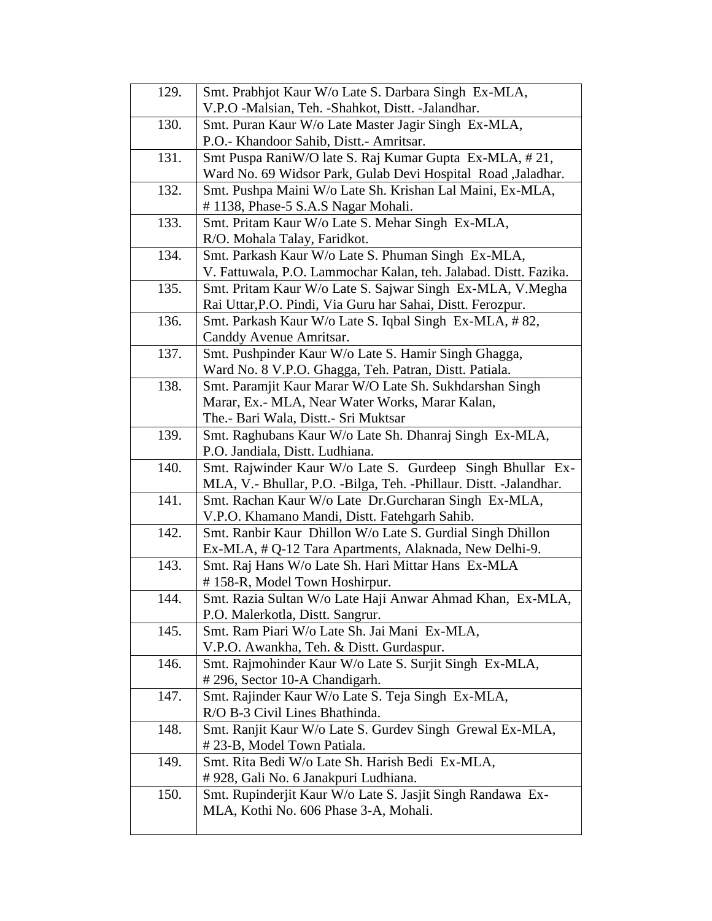| | |
|---|---|
| 129. | Smt. Prabhjot Kaur W/o Late S. Darbara Singh Ex-MLA, V.P.O -Malsian, Teh. -Shahkot, Distt. -Jalandhar. |
| 130. | Smt. Puran Kaur W/o Late Master Jagir Singh Ex-MLA, P.O.- Khandoor Sahib, Distt.- Amritsar. |
| 131. | Smt Puspa RaniW/O late S. Raj Kumar Gupta Ex-MLA, # 21, Ward No. 69 Widsor Park, Gulab Devi Hospital Road ,Jaladhar. |
| 132. | Smt. Pushpa Maini W/o Late Sh. Krishan Lal Maini, Ex-MLA, # 1138, Phase-5 S.A.S Nagar Mohali. |
| 133. | Smt. Pritam Kaur W/o Late S. Mehar Singh Ex-MLA, R/O. Mohala Talay, Faridkot. |
| 134. | Smt. Parkash Kaur W/o Late S. Phuman Singh Ex-MLA, V. Fattuwala, P.O. Lammochar Kalan, teh. Jalabad. Distt. Fazika. |
| 135. | Smt. Pritam Kaur W/o Late S. Sajwar Singh Ex-MLA, V.Megha Rai Uttar,P.O. Pindi, Via Guru har Sahai, Distt. Ferozpur. |
| 136. | Smt. Parkash Kaur W/o Late S. Iqbal Singh Ex-MLA, # 82, Canddy Avenue Amritsar. |
| 137. | Smt. Pushpinder Kaur W/o Late S. Hamir Singh Ghagga, Ward No. 8 V.P.O. Ghagga, Teh. Patran, Distt. Patiala. |
| 138. | Smt. Paramjit Kaur Marar W/O Late Sh. Sukhdarshan Singh Marar, Ex.- MLA, Near Water Works, Marar Kalan, The.- Bari Wala, Distt.- Sri Muktsar |
| 139. | Smt. Raghubans Kaur W/o Late Sh. Dhanraj Singh Ex-MLA, P.O. Jandiala, Distt. Ludhiana. |
| 140. | Smt. Rajwinder Kaur W/o Late S. Gurdeep Singh Bhullar Ex-MLA, V.- Bhullar, P.O. -Bilga, Teh. -Phillaur. Distt. -Jalandhar. |
| 141. | Smt. Rachan Kaur W/o Late Dr.Gurcharan Singh Ex-MLA, V.P.O. Khamano Mandi, Distt. Fatehgarh Sahib. |
| 142. | Smt. Ranbir Kaur Dhillon W/o Late S. Gurdial Singh Dhillon Ex-MLA, # Q-12 Tara Apartments, Alaknada, New Delhi-9. |
| 143. | Smt. Raj Hans W/o Late Sh. Hari Mittar Hans Ex-MLA # 158-R, Model Town Hoshirpur. |
| 144. | Smt. Razia Sultan W/o Late Haji Anwar Ahmad Khan, Ex-MLA, P.O. Malerkotla, Distt. Sangrur. |
| 145. | Smt. Ram Piari W/o Late Sh. Jai Mani Ex-MLA, V.P.O. Awankha, Teh. & Distt. Gurdaspur. |
| 146. | Smt. Rajmohinder Kaur W/o Late S. Surjit Singh Ex-MLA, # 296, Sector 10-A Chandigarh. |
| 147. | Smt. Rajinder Kaur W/o Late S. Teja Singh Ex-MLA, R/O B-3 Civil Lines Bhathinda. |
| 148. | Smt. Ranjit Kaur W/o Late S. Gurdev Singh Grewal Ex-MLA, # 23-B, Model Town Patiala. |
| 149. | Smt. Rita Bedi W/o Late Sh. Harish Bedi Ex-MLA, # 928, Gali No. 6 Janakpuri Ludhiana. |
| 150. | Smt. Rupinderjit Kaur W/o Late S. Jasjit Singh Randawa Ex-MLA, Kothi No. 606 Phase 3-A, Mohali. |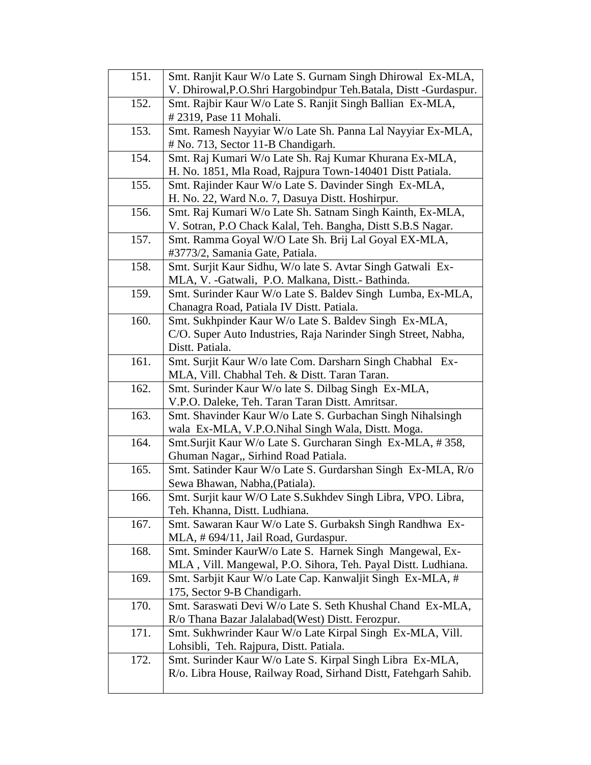| 151. | Smt. Ranjit Kaur W/o Late S. Gurnam Singh Dhirowal Ex-MLA, V. Dhirowal,P.O.Shri Hargobindpur Teh.Batala, Distt -Gurdaspur. |
|---|---|
| 152. | Smt. Rajbir Kaur W/o Late S. Ranjit Singh Ballian Ex-MLA, # 2319, Pase 11 Mohali. |
| 153. | Smt. Ramesh Nayyiar W/o Late Sh. Panna Lal Nayyiar Ex-MLA, # No. 713, Sector 11-B Chandigarh. |
| 154. | Smt. Raj Kumari W/o Late Sh. Raj Kumar Khurana Ex-MLA, H. No. 1851, Mla Road, Rajpura Town-140401 Distt Patiala. |
| 155. | Smt. Rajinder Kaur W/o Late S. Davinder Singh Ex-MLA, H. No. 22, Ward N.o. 7, Dasuya Distt. Hoshirpur. |
| 156. | Smt. Raj Kumari W/o Late Sh. Satnam Singh Kainth, Ex-MLA, V. Sotran, P.O Chack Kalal, Teh. Bangha, Distt S.B.S Nagar. |
| 157. | Smt. Ramma Goyal W/O Late Sh. Brij Lal Goyal EX-MLA, #3773/2, Samania Gate, Patiala. |
| 158. | Smt. Surjit Kaur Sidhu, W/o late S. Avtar Singh Gatwali Ex-MLA, V. -Gatwali, P.O. Malkana, Distt.- Bathinda. |
| 159. | Smt. Surinder Kaur W/o Late S. Baldev Singh Lumba, Ex-MLA, Chanagra Road, Patiala IV Distt. Patiala. |
| 160. | Smt. Sukhpinder Kaur W/o Late S. Baldev Singh Ex-MLA, C/O. Super Auto Industries, Raja Narinder Singh Street, Nabha, Distt. Patiala. |
| 161. | Smt. Surjit Kaur W/o late Com. Darsharn Singh Chabhal Ex-MLA, Vill. Chabhal Teh. & Distt. Taran Taran. |
| 162. | Smt. Surinder Kaur W/o late S. Dilbag Singh Ex-MLA, V.P.O. Daleke, Teh. Taran Taran Distt. Amritsar. |
| 163. | Smt. Shavinder Kaur W/o Late S. Gurbachan Singh Nihalsingh wala Ex-MLA, V.P.O.Nihal Singh Wala, Distt. Moga. |
| 164. | Smt.Surjit Kaur W/o Late S. Gurcharan Singh Ex-MLA, # 358, Ghuman Nagar,, Sirhind Road Patiala. |
| 165. | Smt. Satinder Kaur W/o Late S. Gurdarshan Singh Ex-MLA, R/o Sewa Bhawan, Nabha,(Patiala). |
| 166. | Smt. Surjit kaur W/O Late S.Sukhdev Singh Libra, VPO. Libra, Teh. Khanna, Distt. Ludhiana. |
| 167. | Smt. Sawaran Kaur W/o Late S. Gurbaksh Singh Randhwa Ex-MLA, # 694/11, Jail Road, Gurdaspur. |
| 168. | Smt. Sminder KaurW/o Late S. Harnek Singh Mangewal, Ex-MLA , Vill. Mangewal, P.O. Sihora, Teh. Payal Distt. Ludhiana. |
| 169. | Smt. Sarbjit Kaur W/o Late Cap. Kanwaljit Singh Ex-MLA, # 175, Sector 9-B Chandigarh. |
| 170. | Smt. Saraswati Devi W/o Late S. Seth Khushal Chand Ex-MLA, R/o Thana Bazar Jalalabad(West) Distt. Ferozpur. |
| 171. | Smt. Sukhwrinder Kaur W/o Late Kirpal Singh Ex-MLA, Vill. Lohsibli, Teh. Rajpura, Distt. Patiala. |
| 172. | Smt. Surinder Kaur W/o Late S. Kirpal Singh Libra Ex-MLA, R/o. Libra House, Railway Road, Sirhand Distt, Fatehgarh Sahib. |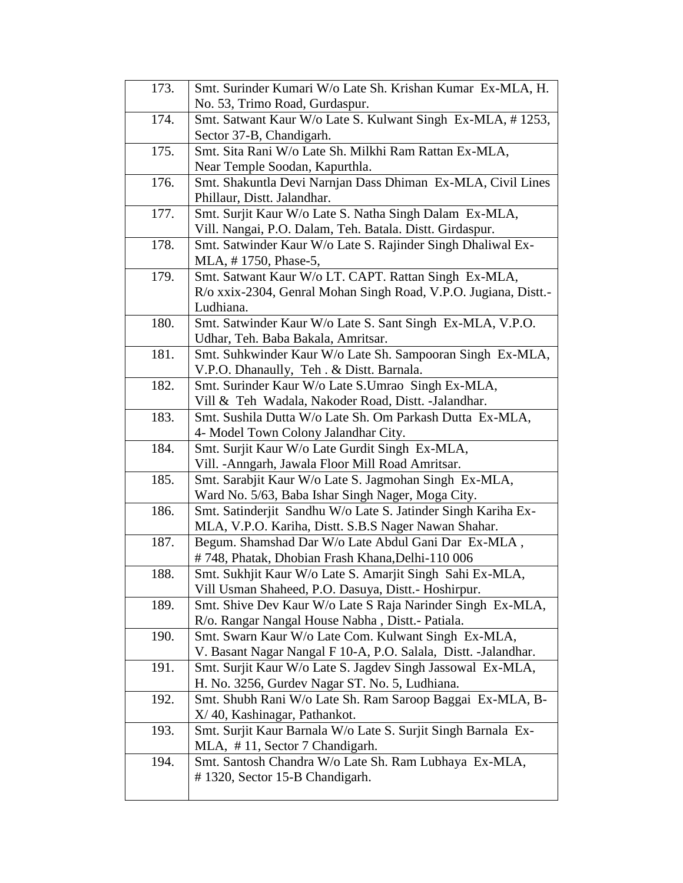| | |
|---|---|
| 173. | Smt. Surinder Kumari W/o Late Sh. Krishan Kumar Ex-MLA, H. No. 53, Trimo Road, Gurdaspur. |
| 174. | Smt. Satwant Kaur W/o Late S. Kulwant Singh Ex-MLA, # 1253, Sector 37-B, Chandigarh. |
| 175. | Smt. Sita Rani W/o Late Sh. Milkhi Ram Rattan Ex-MLA, Near Temple Soodan, Kapurthla. |
| 176. | Smt. Shakuntla Devi Narnjan Dass Dhiman Ex-MLA, Civil Lines Phillaur, Distt. Jalandhar. |
| 177. | Smt. Surjit Kaur W/o Late S. Natha Singh Dalam Ex-MLA, Vill. Nangai, P.O. Dalam, Teh. Batala. Distt. Girdaspur. |
| 178. | Smt. Satwinder Kaur W/o Late S. Rajinder Singh Dhaliwal Ex-MLA, # 1750, Phase-5, |
| 179. | Smt. Satwant Kaur W/o LT. CAPT. Rattan Singh Ex-MLA, R/o xxix-2304, Genral Mohan Singh Road, V.P.O. Jugiana, Distt.-Ludhiana. |
| 180. | Smt. Satwinder Kaur W/o Late S. Sant Singh Ex-MLA, V.P.O. Udhar, Teh. Baba Bakala, Amritsar. |
| 181. | Smt. Suhkwinder Kaur W/o Late Sh. Sampooran Singh Ex-MLA, V.P.O. Dhanaully, Teh . & Distt. Barnala. |
| 182. | Smt. Surinder Kaur W/o Late S.Umrao Singh Ex-MLA, Vill & Teh Wadala, Nakoder Road, Distt. -Jalandhar. |
| 183. | Smt. Sushila Dutta W/o Late Sh. Om Parkash Dutta Ex-MLA, 4- Model Town Colony Jalandhar City. |
| 184. | Smt. Surjit Kaur W/o Late Gurdit Singh Ex-MLA, Vill. -Anngarh, Jawala Floor Mill Road Amritsar. |
| 185. | Smt. Sarabjit Kaur W/o Late S. Jagmohan Singh Ex-MLA, Ward No. 5/63, Baba Ishar Singh Nager, Moga City. |
| 186. | Smt. Satinderjit Sandhu W/o Late S. Jatinder Singh Kariha Ex-MLA, V.P.O. Kariha, Distt. S.B.S Nager Nawan Shahar. |
| 187. | Begum. Shamshad Dar W/o Late Abdul Gani Dar Ex-MLA , # 748, Phatak, Dhobian Frash Khana,Delhi-110 006 |
| 188. | Smt. Sukhjit Kaur W/o Late S. Amarjit Singh Sahi Ex-MLA, Vill Usman Shaheed, P.O. Dasuya, Distt.- Hoshirpur. |
| 189. | Smt. Shive Dev Kaur W/o Late S Raja Narinder Singh Ex-MLA, R/o. Rangar Nangal House Nabha , Distt.- Patiala. |
| 190. | Smt. Swarn Kaur W/o Late Com. Kulwant Singh Ex-MLA, V. Basant Nagar Nangal F 10-A, P.O. Salala, Distt. -Jalandhar. |
| 191. | Smt. Surjit Kaur W/o Late S. Jagdev Singh Jassowal Ex-MLA, H. No. 3256, Gurdev Nagar ST. No. 5, Ludhiana. |
| 192. | Smt. Shubh Rani W/o Late Sh. Ram Saroop Baggai Ex-MLA, B-X/ 40, Kashinagar, Pathankot. |
| 193. | Smt. Surjit Kaur Barnala W/o Late S. Surjit Singh Barnala Ex-MLA, # 11, Sector 7 Chandigarh. |
| 194. | Smt. Santosh Chandra W/o Late Sh. Ram Lubhaya Ex-MLA, # 1320, Sector 15-B Chandigarh. |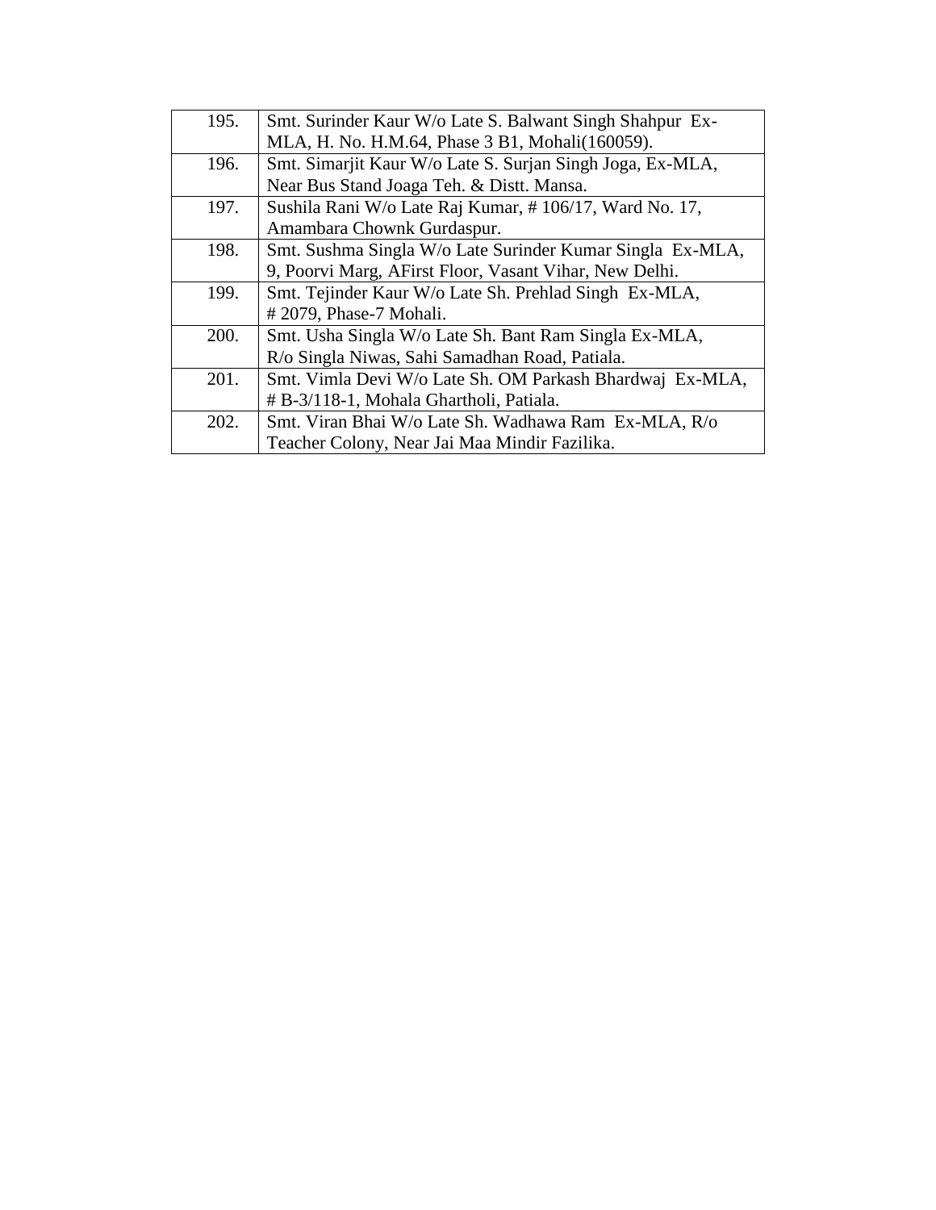| | |
|---|---|
| 195. | Smt. Surinder Kaur W/o Late S. Balwant Singh Shahpur Ex-MLA, H. No. H.M.64, Phase 3 B1, Mohali(160059). |
| 196. | Smt. Simarjit Kaur W/o Late S. Surjan Singh Joga, Ex-MLA, Near Bus Stand Joaga Teh. & Distt. Mansa. |
| 197. | Sushila Rani W/o Late Raj Kumar, # 106/17, Ward No. 17, Amambara Chownk Gurdaspur. |
| 198. | Smt. Sushma Singla W/o Late Surinder Kumar Singla Ex-MLA, 9, Poorvi Marg, AFirst Floor, Vasant Vihar, New Delhi. |
| 199. | Smt. Tejinder Kaur W/o Late Sh. Prehlad Singh Ex-MLA, # 2079, Phase-7 Mohali. |
| 200. | Smt. Usha Singla W/o Late Sh. Bant Ram Singla Ex-MLA, R/o Singla Niwas, Sahi Samadhan Road, Patiala. |
| 201. | Smt. Vimla Devi W/o Late Sh. OM Parkash Bhardwaj Ex-MLA, # B-3/118-1, Mohala Ghartholi, Patiala. |
| 202. | Smt. Viran Bhai W/o Late Sh. Wadhawa Ram Ex-MLA, R/o Teacher Colony, Near Jai Maa Mindir Fazilika. |